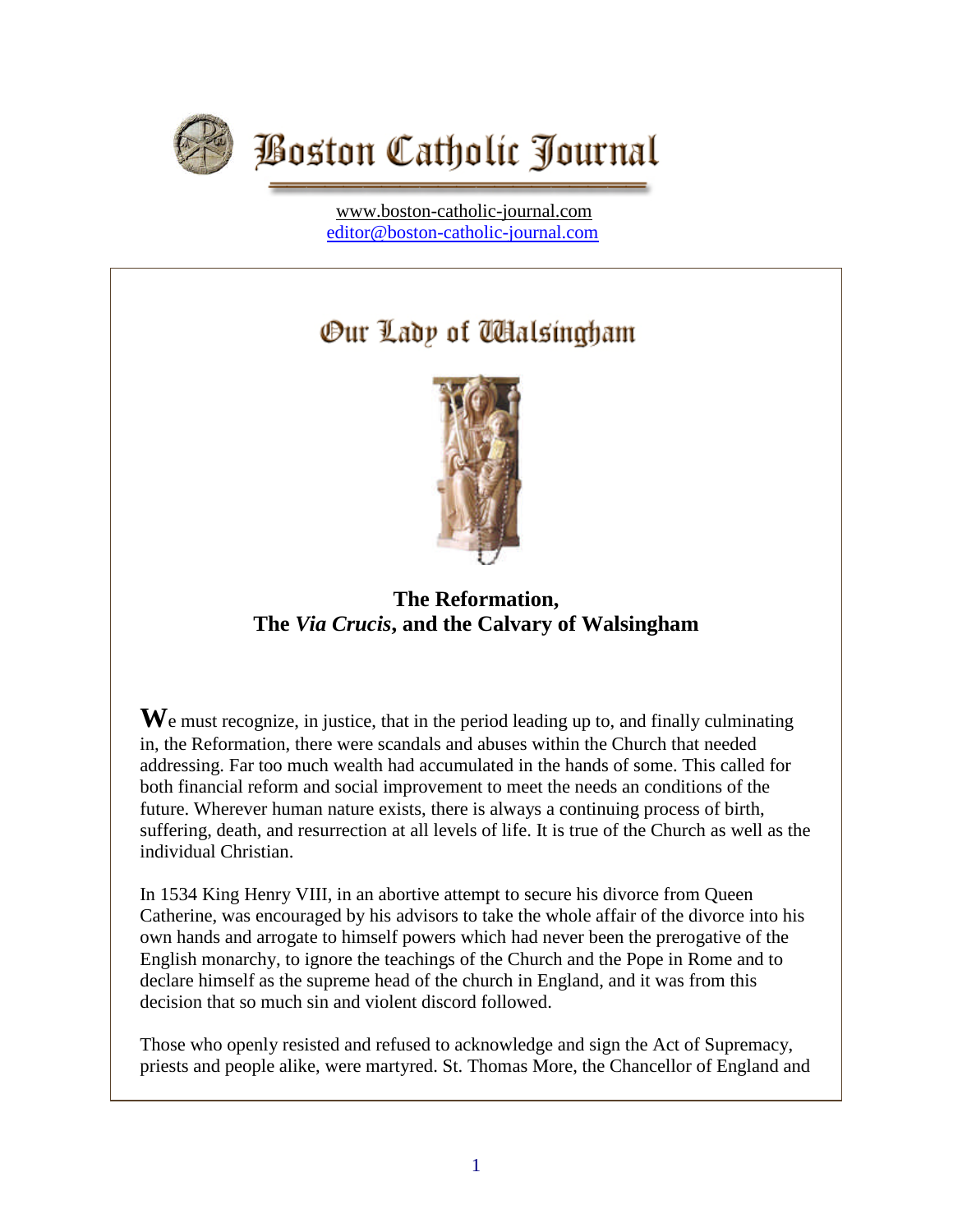# Boston Catholic Journal

www.boston-catholic-journal.com
editor@boston-catholic-journal.com

## Our Lady of Walsingham

### The Reformation, The *Via Crucis*, and the Calvary of Walsingham

**W**e must recognize, in justice, that in the period leading up to, and finally culminating in, the Reformation, there were scandals and abuses within the Church that needed addressing. Far too much wealth had accumulated in the hands of some. This called for both financial reform and social improvement to meet the needs an conditions of the future. Wherever human nature exists, there is always a continuing process of birth, suffering, death, and resurrection at all levels of life. It is true of the Church as well as the individual Christian.

In 1534 King Henry VIII, in an abortive attempt to secure his divorce from Queen Catherine, was encouraged by his advisors to take the whole affair of the divorce into his own hands and arrogate to himself powers which had never been the prerogative of the English monarchy, to ignore the teachings of the Church and the Pope in Rome and to declare himself as the supreme head of the church in England, and it was from this decision that so much sin and violent discord followed.

Those who openly resisted and refused to acknowledge and sign the Act of Supremacy, priests and people alike, were martyred. St. Thomas More, the Chancellor of England and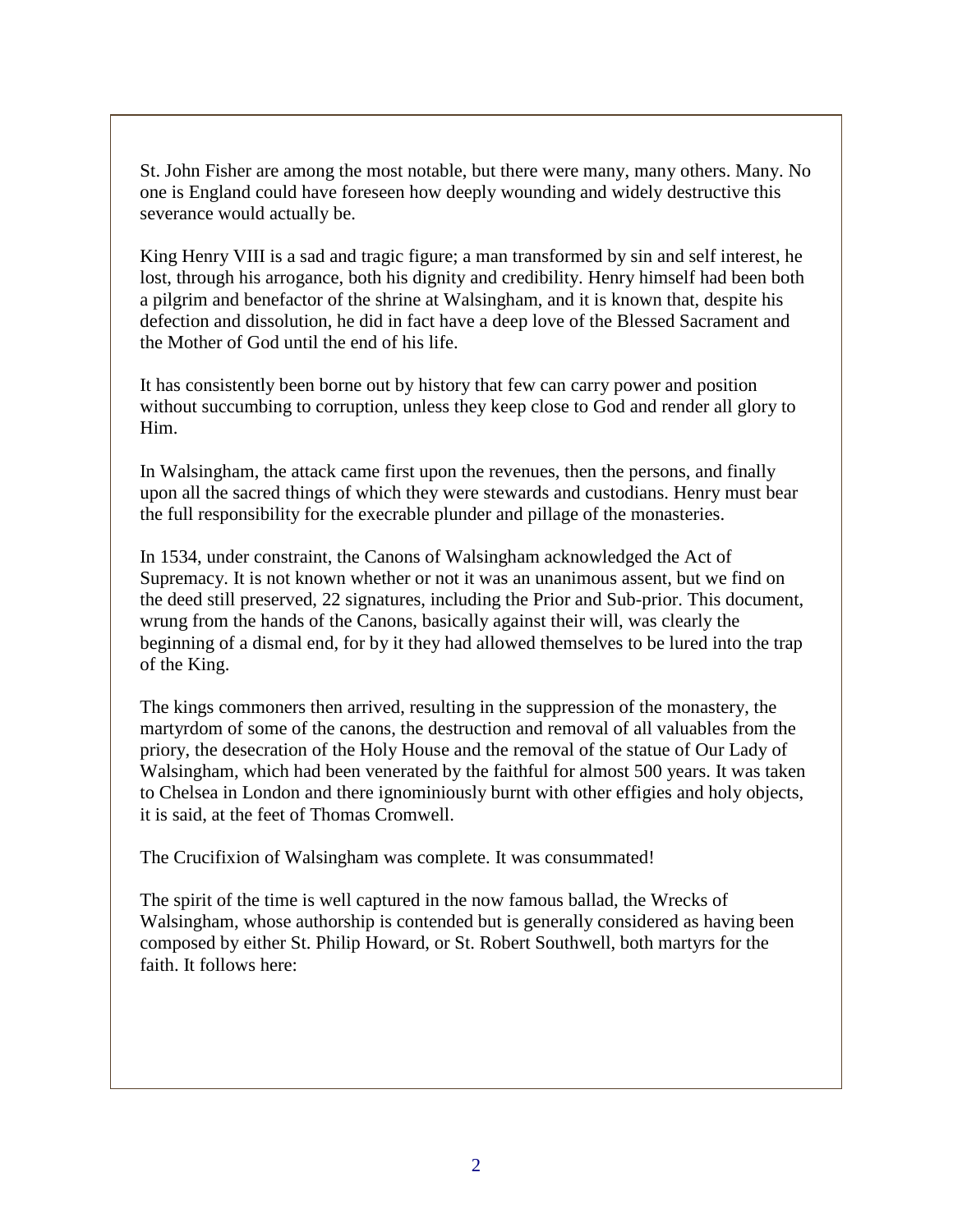St. John Fisher are among the most notable, but there were many, many others. Many. No one is England could have foreseen how deeply wounding and widely destructive this severance would actually be.

King Henry VIII is a sad and tragic figure; a man transformed by sin and self interest, he lost, through his arrogance, both his dignity and credibility. Henry himself had been both a pilgrim and benefactor of the shrine at Walsingham, and it is known that, despite his defection and dissolution, he did in fact have a deep love of the Blessed Sacrament and the Mother of God until the end of his life.

It has consistently been borne out by history that few can carry power and position without succumbing to corruption, unless they keep close to God and render all glory to Him.

In Walsingham, the attack came first upon the revenues, then the persons, and finally upon all the sacred things of which they were stewards and custodians. Henry must bear the full responsibility for the execrable plunder and pillage of the monasteries.

In 1534, under constraint, the Canons of Walsingham acknowledged the Act of Supremacy. It is not known whether or not it was an unanimous assent, but we find on the deed still preserved, 22 signatures, including the Prior and Sub-prior. This document, wrung from the hands of the Canons, basically against their will, was clearly the beginning of a dismal end, for by it they had allowed themselves to be lured into the trap of the King.

The kings commoners then arrived, resulting in the suppression of the monastery, the martyrdom of some of the canons, the destruction and removal of all valuables from the priory, the desecration of the Holy House and the removal of the statue of Our Lady of Walsingham, which had been venerated by the faithful for almost 500 years. It was taken to Chelsea in London and there ignominiously burnt with other effigies and holy objects, it is said, at the feet of Thomas Cromwell.

The Crucifixion of Walsingham was complete. It was consummated!

The spirit of the time is well captured in the now famous ballad, the Wrecks of Walsingham, whose authorship is contended but is generally considered as having been composed by either St. Philip Howard, or St. Robert Southwell, both martyrs for the faith. It follows here: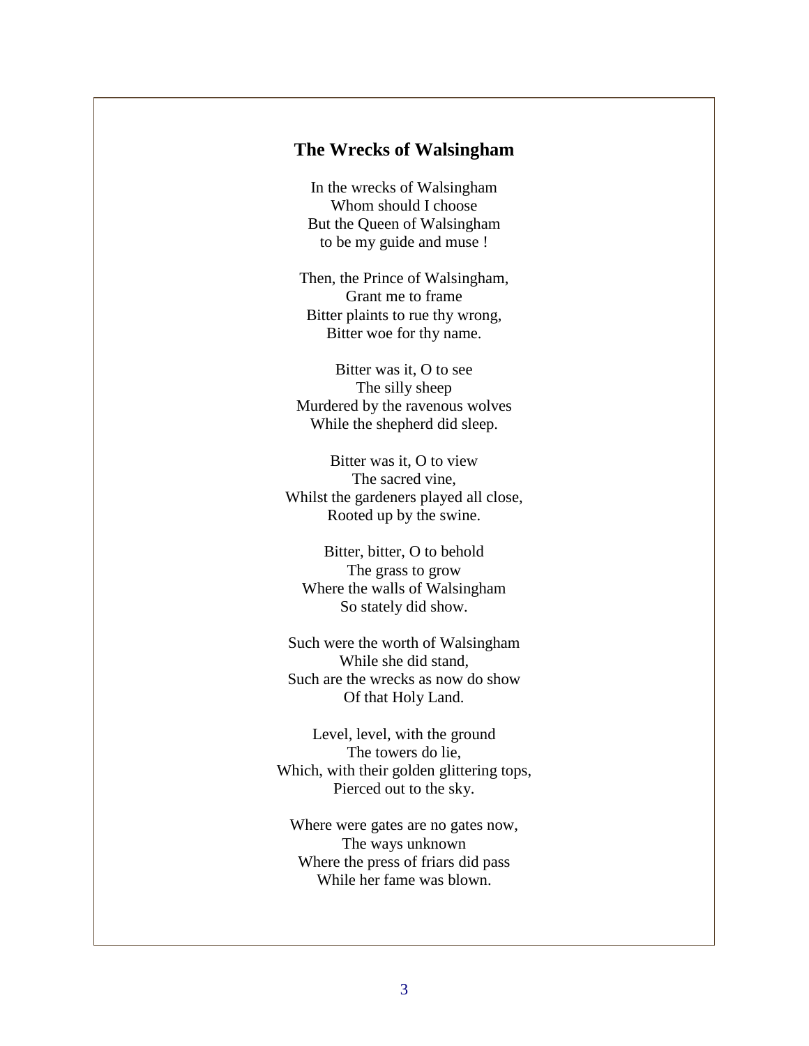## The Wrecks of Walsingham

In the wrecks of Walsingham  
Whom should I choose  
But the Queen of Walsingham  
to be my guide and muse !

Then, the Prince of Walsingham,  
Grant me to frame  
Bitter plaints to rue thy wrong,  
Bitter woe for thy name.

Bitter was it, O to see  
The silly sheep  
Murdered by the ravenous wolves  
While the shepherd did sleep.

Bitter was it, O to view  
The sacred vine,  
Whilst the gardeners played all close,  
Rooted up by the swine.

Bitter, bitter, O to behold  
The grass to grow  
Where the walls of Walsingham  
So stately did show.

Such were the worth of Walsingham  
While she did stand,  
Such are the wrecks as now do show  
Of that Holy Land.

Level, level, with the ground  
The towers do lie,  
Which, with their golden glittering tops,  
Pierced out to the sky.

Where were gates are no gates now,  
The ways unknown  
Where the press of friars did pass  
While her fame was blown.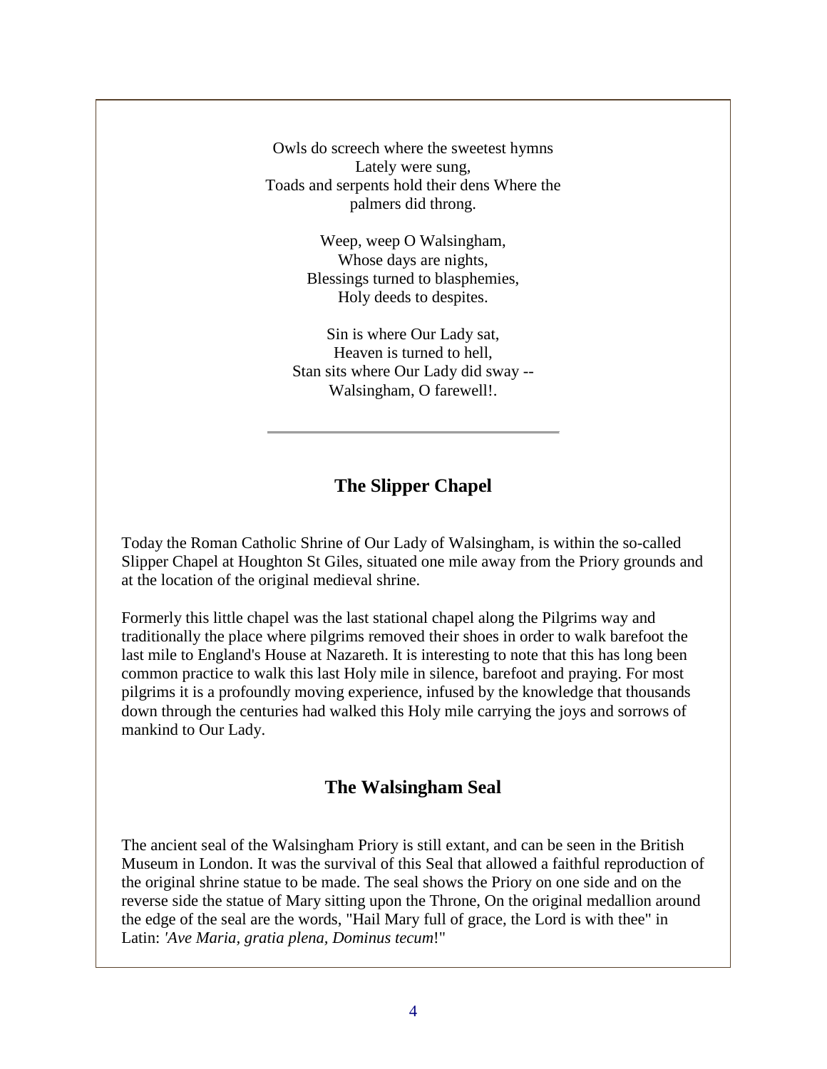Owls do screech where the sweetest hymns  
Lately were sung,  
Toads and serpents hold their dens Where the palmers did throng.

Weep, weep O Walsingham,  
Whose days are nights,  
Blessings turned to blasphemies,  
Holy deeds to despites.

Sin is where Our Lady sat,  
Heaven is turned to hell,  
Stan sits where Our Lady did sway --  
Walsingham, O farewell!.

---

## The Slipper Chapel

Today the Roman Catholic Shrine of Our Lady of Walsingham, is within the so-called Slipper Chapel at Houghton St Giles, situated one mile away from the Priory grounds and at the location of the original medieval shrine.

Formerly this little chapel was the last stational chapel along the Pilgrims way and traditionally the place where pilgrims removed their shoes in order to walk barefoot the last mile to England's House at Nazareth. It is interesting to note that this has long been common practice to walk this last Holy mile in silence, barefoot and praying. For most pilgrims it is a profoundly moving experience, infused by the knowledge that thousands down through the centuries had walked this Holy mile carrying the joys and sorrows of mankind to Our Lady.

## The Walsingham Seal

The ancient seal of the Walsingham Priory is still extant, and can be seen in the British Museum in London. It was the survival of this Seal that allowed a faithful reproduction of the original shrine statue to be made. The seal shows the Priory on one side and on the reverse side the statue of Mary sitting upon the Throne, On the original medallion around the edge of the seal are the words, "Hail Mary full of grace, the Lord is with thee" in Latin: *'Ave Maria, gratia plena, Dominus tecum*!"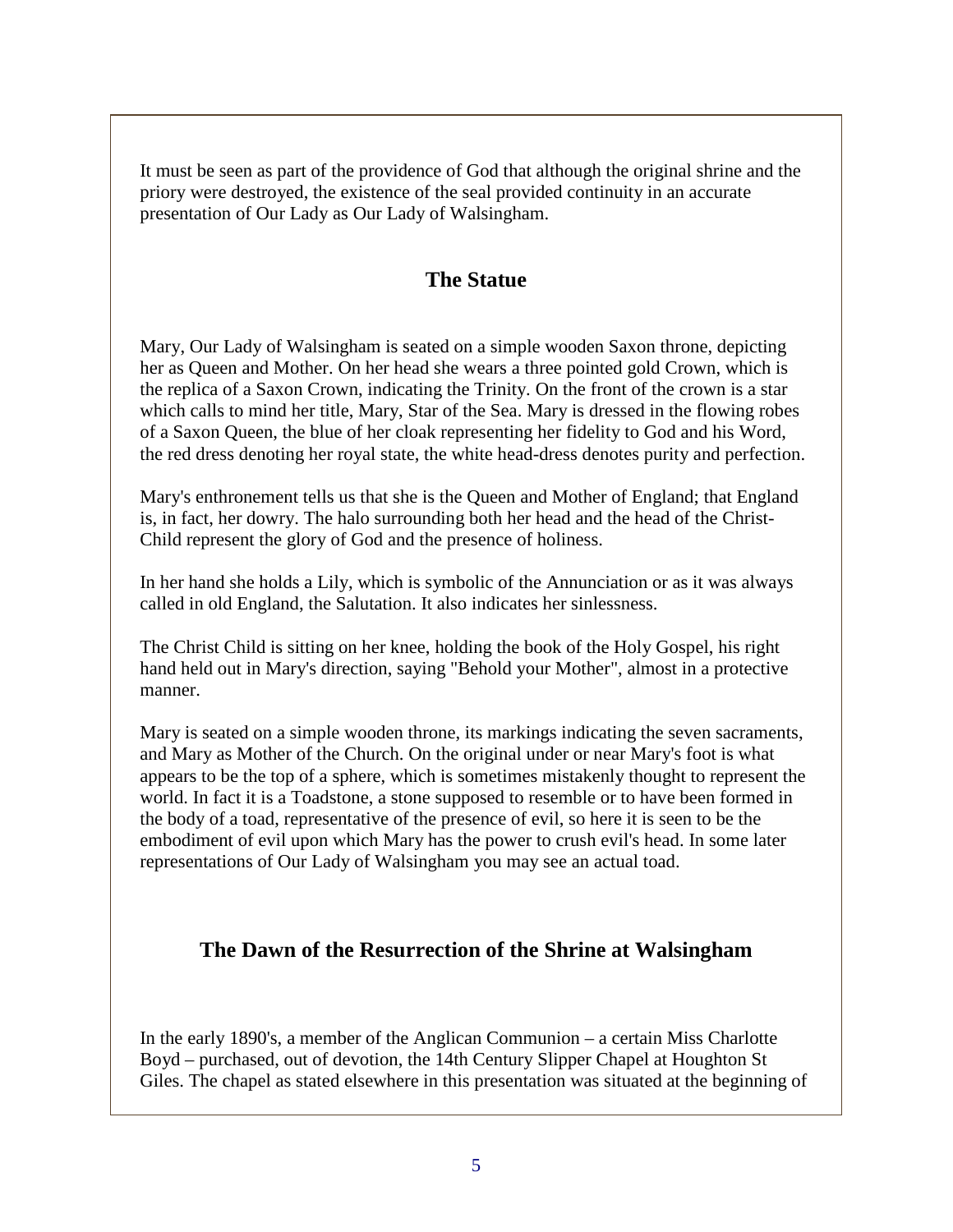It must be seen as part of the providence of God that although the original shrine and the priory were destroyed, the existence of the seal provided continuity in an accurate presentation of Our Lady as Our Lady of Walsingham.

## The Statue

Mary, Our Lady of Walsingham is seated on a simple wooden Saxon throne, depicting her as Queen and Mother. On her head she wears a three pointed gold Crown, which is the replica of a Saxon Crown, indicating the Trinity. On the front of the crown is a star which calls to mind her title, Mary, Star of the Sea. Mary is dressed in the flowing robes of a Saxon Queen, the blue of her cloak representing her fidelity to God and his Word, the red dress denoting her royal state, the white head-dress denotes purity and perfection.

Mary's enthronement tells us that she is the Queen and Mother of England; that England is, in fact, her dowry. The halo surrounding both her head and the head of the Christ-Child represent the glory of God and the presence of holiness.

In her hand she holds a Lily, which is symbolic of the Annunciation or as it was always called in old England, the Salutation. It also indicates her sinlessness.

The Christ Child is sitting on her knee, holding the book of the Holy Gospel, his right hand held out in Mary's direction, saying "Behold your Mother", almost in a protective manner.

Mary is seated on a simple wooden throne, its markings indicating the seven sacraments, and Mary as Mother of the Church. On the original under or near Mary's foot is what appears to be the top of a sphere, which is sometimes mistakenly thought to represent the world. In fact it is a Toadstone, a stone supposed to resemble or to have been formed in the body of a toad, representative of the presence of evil, so here it is seen to be the embodiment of evil upon which Mary has the power to crush evil's head. In some later representations of Our Lady of Walsingham you may see an actual toad.

## The Dawn of the Resurrection of the Shrine at Walsingham

In the early 1890's, a member of the Anglican Communion – a certain Miss Charlotte Boyd – purchased, out of devotion, the 14th Century Slipper Chapel at Houghton St Giles. The chapel as stated elsewhere in this presentation was situated at the beginning of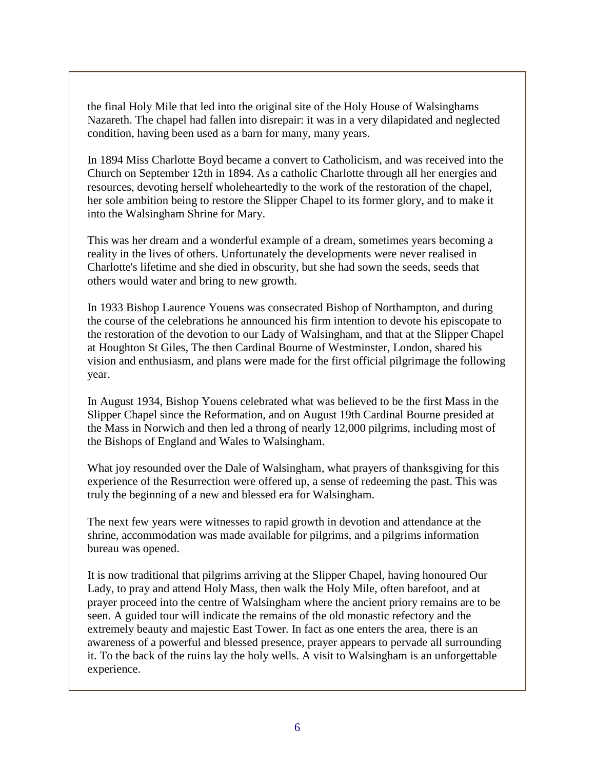the final Holy Mile that led into the original site of the Holy House of Walsinghams Nazareth. The chapel had fallen into disrepair: it was in a very dilapidated and neglected condition, having been used as a barn for many, many years.

In 1894 Miss Charlotte Boyd became a convert to Catholicism, and was received into the Church on September 12th in 1894. As a catholic Charlotte through all her energies and resources, devoting herself wholeheartedly to the work of the restoration of the chapel, her sole ambition being to restore the Slipper Chapel to its former glory, and to make it into the Walsingham Shrine for Mary.

This was her dream and a wonderful example of a dream, sometimes years becoming a reality in the lives of others. Unfortunately the developments were never realised in Charlotte's lifetime and she died in obscurity, but she had sown the seeds, seeds that others would water and bring to new growth.

In 1933 Bishop Laurence Youens was consecrated Bishop of Northampton, and during the course of the celebrations he announced his firm intention to devote his episcopate to the restoration of the devotion to our Lady of Walsingham, and that at the Slipper Chapel at Houghton St Giles, The then Cardinal Bourne of Westminster, London, shared his vision and enthusiasm, and plans were made for the first official pilgrimage the following year.

In August 1934, Bishop Youens celebrated what was believed to be the first Mass in the Slipper Chapel since the Reformation, and on August 19th Cardinal Bourne presided at the Mass in Norwich and then led a throng of nearly 12,000 pilgrims, including most of the Bishops of England and Wales to Walsingham.

What joy resounded over the Dale of Walsingham, what prayers of thanksgiving for this experience of the Resurrection were offered up, a sense of redeeming the past. This was truly the beginning of a new and blessed era for Walsingham.

The next few years were witnesses to rapid growth in devotion and attendance at the shrine, accommodation was made available for pilgrims, and a pilgrims information bureau was opened.

It is now traditional that pilgrims arriving at the Slipper Chapel, having honoured Our Lady, to pray and attend Holy Mass, then walk the Holy Mile, often barefoot, and at prayer proceed into the centre of Walsingham where the ancient priory remains are to be seen. A guided tour will indicate the remains of the old monastic refectory and the extremely beauty and majestic East Tower. In fact as one enters the area, there is an awareness of a powerful and blessed presence, prayer appears to pervade all surrounding it. To the back of the ruins lay the holy wells. A visit to Walsingham is an unforgettable experience.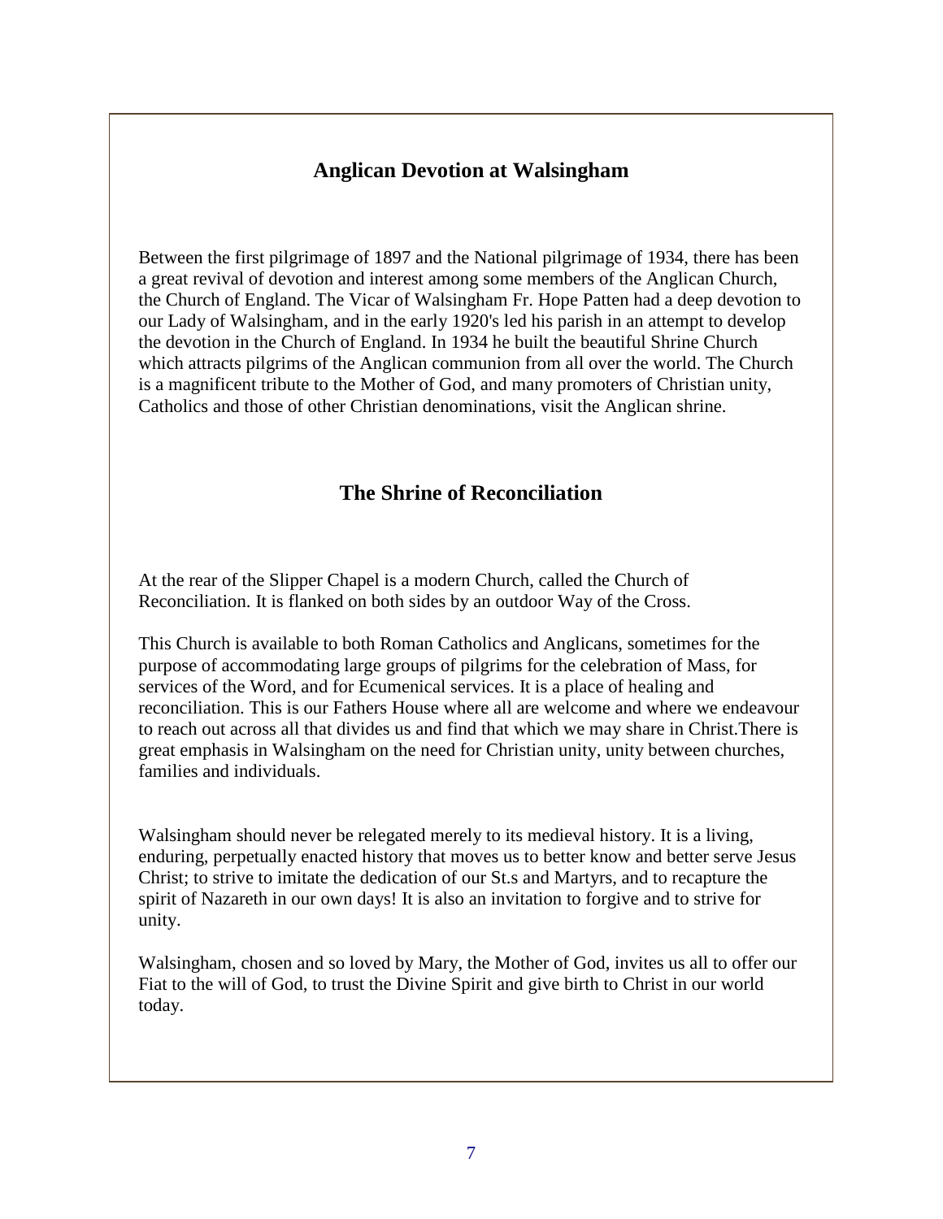## Anglican Devotion at Walsingham

Between the first pilgrimage of 1897 and the National pilgrimage of 1934, there has been a great revival of devotion and interest among some members of the Anglican Church, the Church of England. The Vicar of Walsingham Fr. Hope Patten had a deep devotion to our Lady of Walsingham, and in the early 1920's led his parish in an attempt to develop the devotion in the Church of England. In 1934 he built the beautiful Shrine Church which attracts pilgrims of the Anglican communion from all over the world. The Church is a magnificent tribute to the Mother of God, and many promoters of Christian unity, Catholics and those of other Christian denominations, visit the Anglican shrine.

## The Shrine of Reconciliation

At the rear of the Slipper Chapel is a modern Church, called the Church of Reconciliation. It is flanked on both sides by an outdoor Way of the Cross.

This Church is available to both Roman Catholics and Anglicans, sometimes for the purpose of accommodating large groups of pilgrims for the celebration of Mass, for services of the Word, and for Ecumenical services. It is a place of healing and reconciliation. This is our Fathers House where all are welcome and where we endeavour to reach out across all that divides us and find that which we may share in Christ.There is great emphasis in Walsingham on the need for Christian unity, unity between churches, families and individuals.

Walsingham should never be relegated merely to its medieval history. It is a living, enduring, perpetually enacted history that moves us to better know and better serve Jesus Christ; to strive to imitate the dedication of our St.s and Martyrs, and to recapture the spirit of Nazareth in our own days! It is also an invitation to forgive and to strive for unity.

Walsingham, chosen and so loved by Mary, the Mother of God, invites us all to offer our Fiat to the will of God, to trust the Divine Spirit and give birth to Christ in our world today.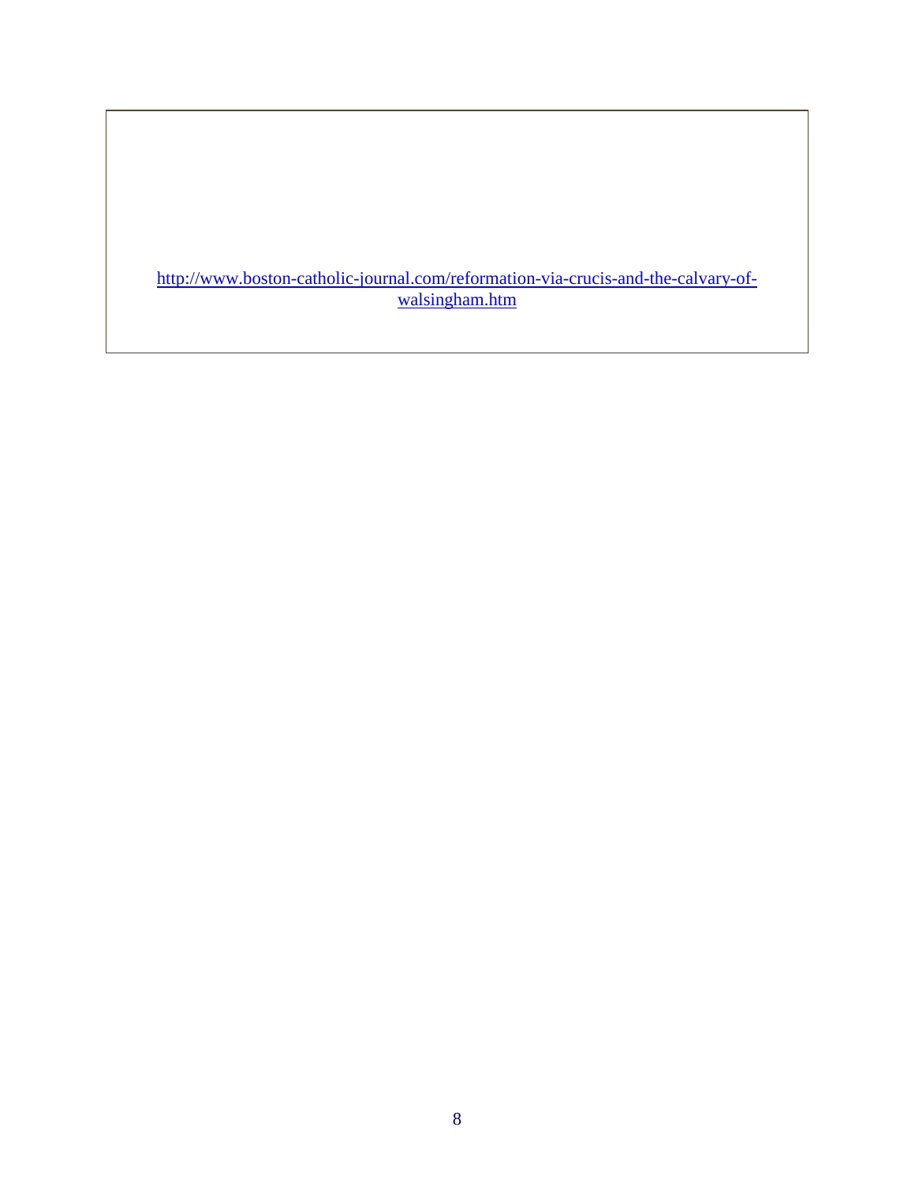[http://www.boston-catholic-journal.com/reformation-via-crucis-and-the-calvary-of-walsingham.htm](http://www.boston-catholic-journal.com/reformation-via-crucis-and-the-calvary-of-walsingham.htm)